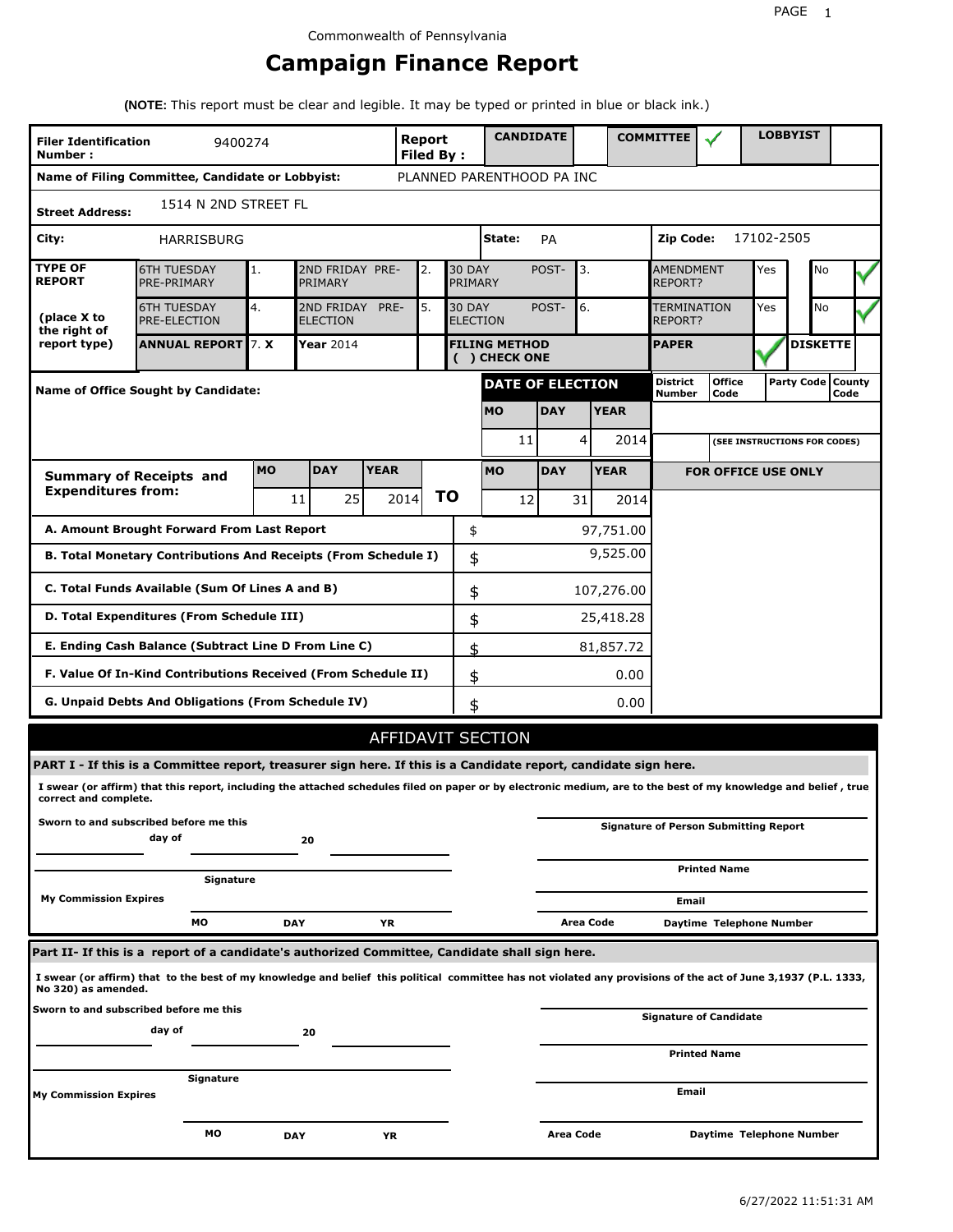Commonwealth of Pennsylvania

# Campaign Finance Report

**(NOTE:** This report must be clear and legible. It may be typed or printed in blue or black ink.)

| **Filer Identification Number :** | 9400274 | **Report Filed By :** | **CANDIDATE** | | **COMMITTEE** | ✓ | **LOBBYIST** | |
|---|---|---|---|---|---|---|---|---|

**Name of Filing Committee, Candidate or Lobbyist:** PLANNED PARENTHOOD PA INC

**Street Address:** 1514 N 2ND STREET FL

**City:** HARRISBURG **State:** PA **Zip Code:** 17102-2505

| **TYPE OF REPORT** | 6TH TUESDAY PRE-PRIMARY | 1. | 2ND FRIDAY PRE-PRIMARY | 2. | 30 DAY POST-PRIMARY | 3. | AMENDMENT REPORT? | Yes | | No | ✓ |
|---|---|---|---|---|---|---|---|---|---|---|---|
| **(place X to the right of report type)** | 6TH TUESDAY PRE-ELECTION | 4. | 2ND FRIDAY PRE-ELECTION | 5. | 30 DAY POST-ELECTION | 6. | TERMINATION REPORT? | Yes | | No | ✓ |
| | **ANNUAL REPORT** | 7. X | **Year** 2014 | | **FILING METHOD ( ) CHECK ONE** | | **PAPER** | ✓ | **DISKETTE** | | |

**Name of Office Sought by Candidate:**

| **DATE OF ELECTION** | | | **District Number** | **Office Code** | **Party Code** | **County Code** |
|---|---|---|---|---|---|---|
| **MO** | **DAY** | **YEAR** | | | | |
| 11 | 4 | 2014 | | (SEE INSTRUCTIONS FOR CODES) | | |

| **Summary of Receipts and Expenditures from:** | **MO** | **DAY** | **YEAR** | **TO** | **MO** | **DAY** | **YEAR** | **FOR OFFICE USE ONLY** |
|---|---|---|---|---|---|---|---|---|
| | 11 | 25 | 2014 | | 12 | 31 | 2014 | |

| | | |
|---|---|---|
| **A. Amount Brought Forward From Last Report** | $ | 97,751.00 |
| **B. Total Monetary Contributions And Receipts (From Schedule I)** | $ | 9,525.00 |
| **C. Total Funds Available (Sum Of Lines A and B)** | $ | 107,276.00 |
| **D. Total Expenditures (From Schedule III)** | $ | 25,418.28 |
| **E. Ending Cash Balance (Subtract Line D From Line C)** | $ | 81,857.72 |
| **F. Value Of In-Kind Contributions Received (From Schedule II)** | $ | 0.00 |
| **G. Unpaid Debts And Obligations (From Schedule IV)** | $ | 0.00 |

## AFFIDAVIT SECTION

**PART I - If this is a Committee report, treasurer sign here. If this is a Candidate report, candidate sign here.**

**I swear (or affirm) that this report, including the attached schedules filed on paper or by electronic medium, are to the best of my knowledge and belief , true correct and complete.**

**Sworn to and subscribed before me this ______ day of ______ 20 ______**

**Signature**

**My Commission Expires** **MO** **DAY** **YR**

**Signature of Person Submitting Report**

**Printed Name**

**Email**

**Area Code** **Daytime Telephone Number**

**Part II- If this is a report of a candidate's authorized Committee, Candidate shall sign here.**

**I swear (or affirm) that to the best of my knowledge and belief this political committee has not violated any provisions of the act of June 3,1937 (P.L. 1333, No 320) as amended.**

**Sworn to and subscribed before me this ______ day of ______ 20 ______**

**Signature**

**My Commission Expires** **MO** **DAY** **YR**

**Signature of Candidate**

**Printed Name**

**Email**

**Area Code** **Daytime Telephone Number**

6/27/2022 11:51:31 AM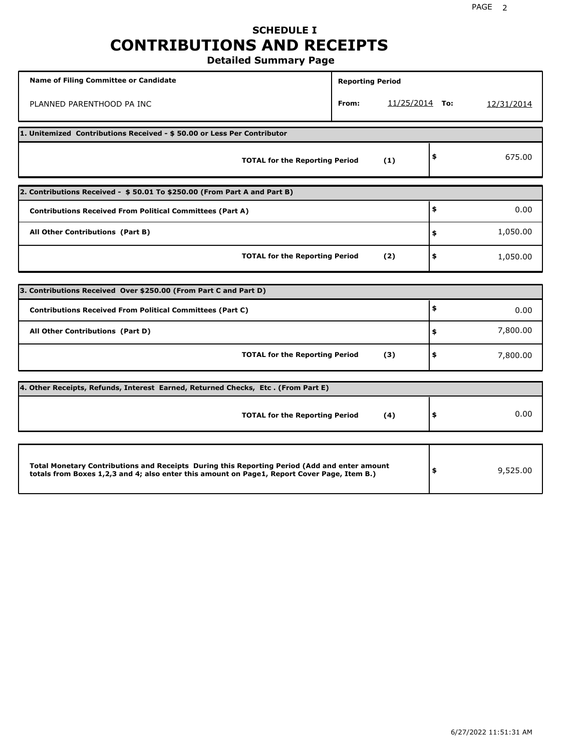## SCHEDULE I

# CONTRIBUTIONS AND RECEIPTS

### Detailed Summary Page

| Name of Filing Committee or Candidate | Reporting Period |
| --- | --- |
| PLANNED PARENTHOOD PA INC | From: 11/25/2014 To: 12/31/2014 |

| **1. Unitemized Contributions Received - $ 50.00 or Less Per Contributor** | |
| --- | --- |
| **TOTAL for the Reporting Period (1)** | $ 675.00 |

| **2. Contributions Received - $ 50.01 To $250.00 (From Part A and Part B)** | |
| --- | --- |
| **Contributions Received From Political Committees (Part A)** | $ 0.00 |
| **All Other Contributions (Part B)** | $ 1,050.00 |
| **TOTAL for the Reporting Period (2)** | $ 1,050.00 |

| **3. Contributions Received Over $250.00 (From Part C and Part D)** | |
| --- | --- |
| **Contributions Received From Political Committees (Part C)** | $ 0.00 |
| **All Other Contributions (Part D)** | $ 7,800.00 |
| **TOTAL for the Reporting Period (3)** | $ 7,800.00 |

| **4. Other Receipts, Refunds, Interest Earned, Returned Checks, Etc . (From Part E)** | |
| --- | --- |
| **TOTAL for the Reporting Period (4)** | $ 0.00 |

| | |
| --- | --- |
| **Total Monetary Contributions and Receipts During this Reporting Period (Add and enter amount totals from Boxes 1,2,3 and 4; also enter this amount on Page1, Report Cover Page, Item B.)** | $ 9,525.00 |

6/27/2022 11:51:31 AM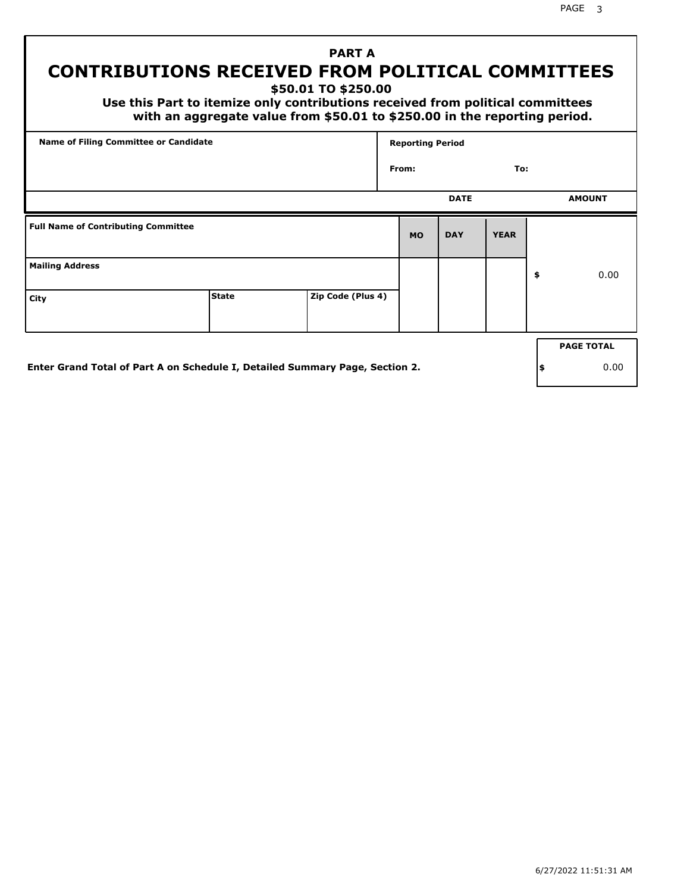## PART A

# CONTRIBUTIONS RECEIVED FROM POLITICAL COMMITTEES

### $50.01 TO $250.00

**Use this Part to itemize only contributions received from political committees with an aggregate value from $50.01 to $250.00 in the reporting period.**

| Name of Filing Committee or Candidate | Reporting Period |
|---|---|
| | From: To: |

| Full Name of Contributing Committee | | | DATE MO | DAY | YEAR | AMOUNT |
|---|---|---|---|---|---|---|
| Mailing Address | | | | | | $ 0.00 |
| City | State | Zip Code (Plus 4) | | | | |

**Enter Grand Total of Part A on Schedule I, Detailed Summary Page, Section 2.**

| PAGE TOTAL |
|---|
| $ 0.00 |

6/27/2022 11:51:31 AM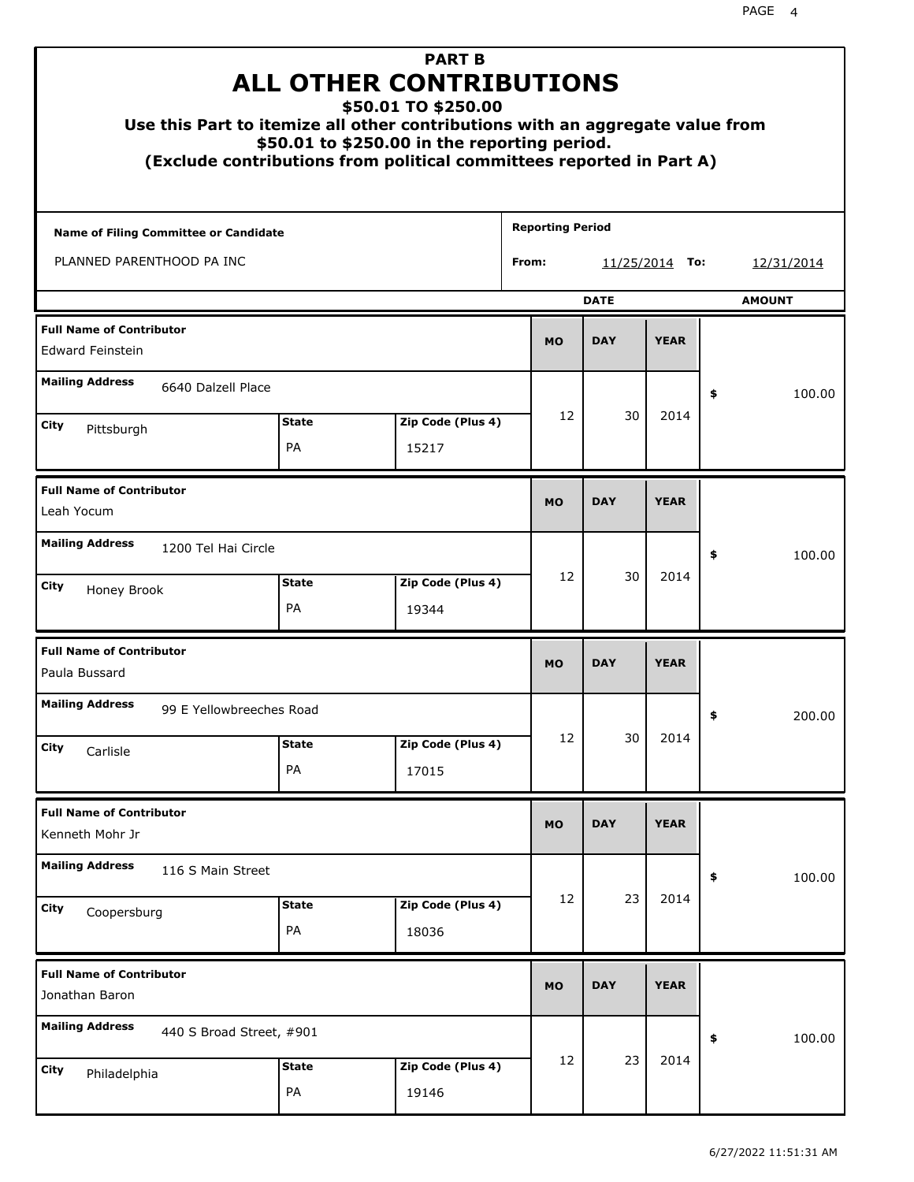# PART B
# ALL OTHER CONTRIBUTIONS
## $50.01 TO $250.00

**Use this Part to itemize all other contributions with an aggregate value from $50.01 to $250.00 in the reporting period.**
**(Exclude contributions from political committees reported in Part A)**

| Name of Filing Committee or Candidate | Reporting Period |
| --- | --- |
| PLANNED PARENTHOOD PA INC | From: 11/25/2014 To: 12/31/2014 |

| Full Name of Contributor | Mailing Address | City | State | Zip Code (Plus 4) | MO | DAY | YEAR | AMOUNT |
| --- | --- | --- | --- | --- | --- | --- | --- | --- |
| Edward Feinstein | 6640 Dalzell Place | Pittsburgh | PA | 15217 | 12 | 30 | 2014 | $ 100.00 |
| Leah Yocum | 1200 Tel Hai Circle | Honey Brook | PA | 19344 | 12 | 30 | 2014 | $ 100.00 |
| Paula Bussard | 99 E Yellowbreeches Road | Carlisle | PA | 17015 | 12 | 30 | 2014 | $ 200.00 |
| Kenneth Mohr Jr | 116 S Main Street | Coopersburg | PA | 18036 | 12 | 23 | 2014 | $ 100.00 |
| Jonathan Baron | 440 S Broad Street, #901 | Philadelphia | PA | 19146 | 12 | 23 | 2014 | $ 100.00 |

6/27/2022 11:51:31 AM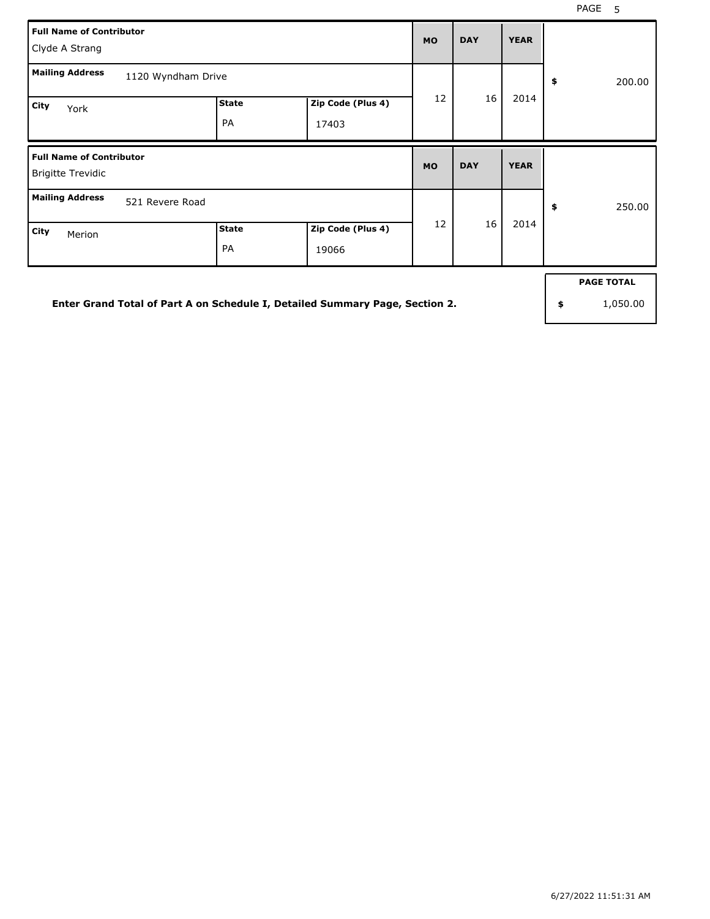| Full Name of Contributor | | | MO | DAY | YEAR | |
| --- | --- | --- | --- | --- | --- | --- |
| Clyde A Strang | | | | | | |
| **Mailing Address** 1120 Wyndham Drive | | | 12 | 16 | 2014 | $ 200.00 |
| **City** York | **State** PA | **Zip Code (Plus 4)** 17403 | | | | |

| Full Name of Contributor | | | MO | DAY | YEAR | |
| --- | --- | --- | --- | --- | --- | --- |
| Brigitte Trevidic | | | | | | |
| **Mailing Address** 521 Revere Road | | | 12 | 16 | 2014 | $ 250.00 |
| **City** Merion | **State** PA | **Zip Code (Plus 4)** 19066 | | | | |

**Enter Grand Total of Part A on Schedule I, Detailed Summary Page, Section 2.**

| PAGE TOTAL |
| --- |
| $ 1,050.00 |

6/27/2022 11:51:31 AM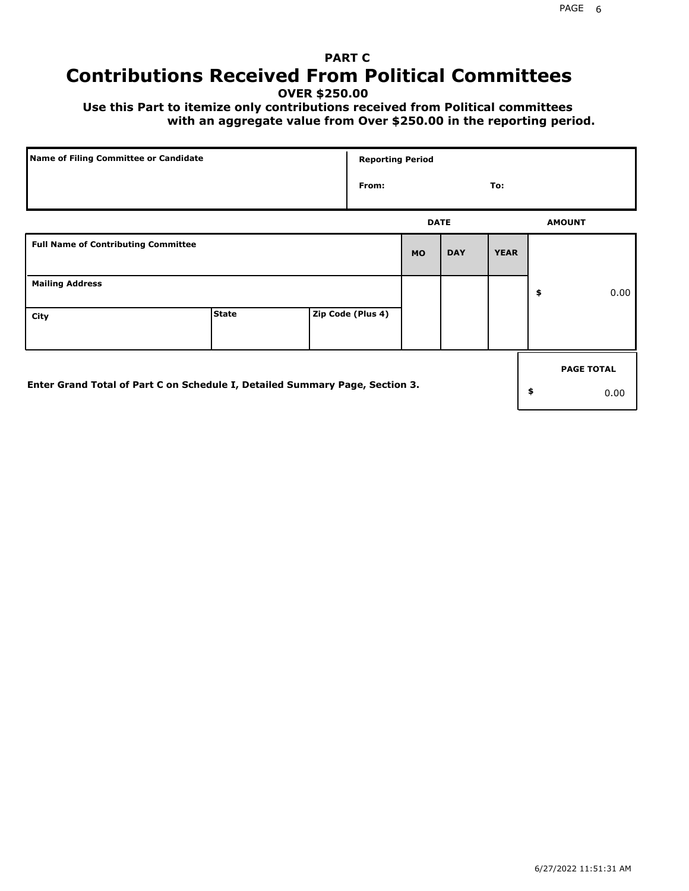## PART C

# Contributions Received From Political Committees

**OVER $250.00**

**Use this Part to itemize only contributions received from Political committees with an aggregate value from Over $250.00 in the reporting period.**

| Name of Filing Committee or Candidate | Reporting Period |
|---|---|
| | From: To: |

| Full Name of Contributing Committee | | | DATE MO | DAY | YEAR | AMOUNT |
|---|---|---|---|---|---|---|
| Mailing Address | | | | | | $ 0.00 |
| City | State | Zip Code (Plus 4) | | | | |

Enter Grand Total of Part C on Schedule I, Detailed Summary Page, Section 3.

| PAGE TOTAL |
|---|
| $ 0.00 |

6/27/2022 11:51:31 AM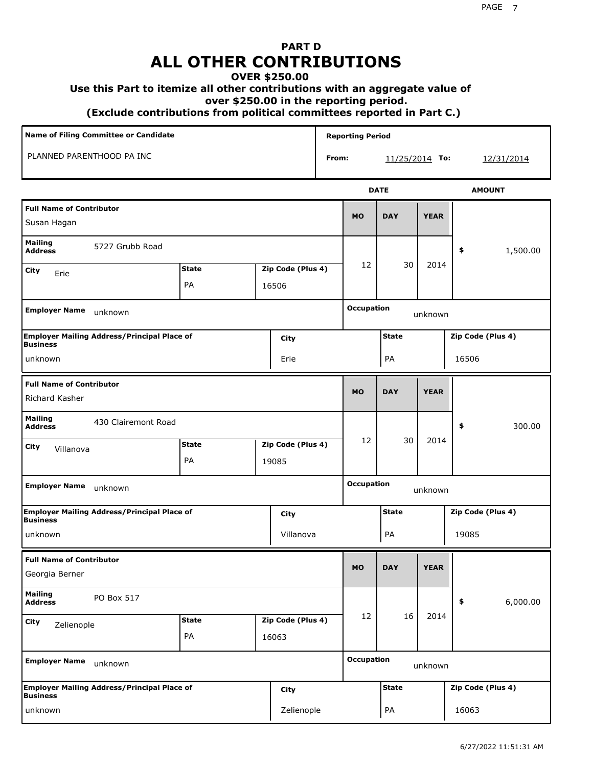# PART D
# ALL OTHER CONTRIBUTIONS
### OVER $250.00
### Use this Part to itemize all other contributions with an aggregate value of over $250.00 in the reporting period.
### (Exclude contributions from political committees reported in Part C.)

| Name of Filing Committee or Candidate | Reporting Period |
|---|---|
| PLANNED PARENTHOOD PA INC | From: 11/25/2014 To: 12/31/2014 |

| Full Name of Contributor | Mailing Address | City | State | Zip Code (Plus 4) | MO | DAY | YEAR | AMOUNT |
|---|---|---|---|---|---|---|---|---|
| Susan Hagan | 5727 Grubb Road | Erie | PA | 16506 | 12 | 30 | 2014 | $ 1,500.00 |
| Richard Kasher | 430 Clairemont Road | Villanova | PA | 19085 | 12 | 30 | 2014 | $ 300.00 |
| Georgia Berner | PO Box 517 | Zelienople | PA | 16063 | 12 | 16 | 2014 | $ 6,000.00 |

| Full Name of Contributor | Employer Name | Occupation | Employer Mailing Address/Principal Place of Business | City | State | Zip Code (Plus 4) |
|---|---|---|---|---|---|---|
| Susan Hagan | unknown | unknown | unknown | Erie | PA | 16506 |
| Richard Kasher | unknown | unknown | unknown | Villanova | PA | 19085 |
| Georgia Berner | unknown | unknown | unknown | Zelienople | PA | 16063 |

6/27/2022 11:51:31 AM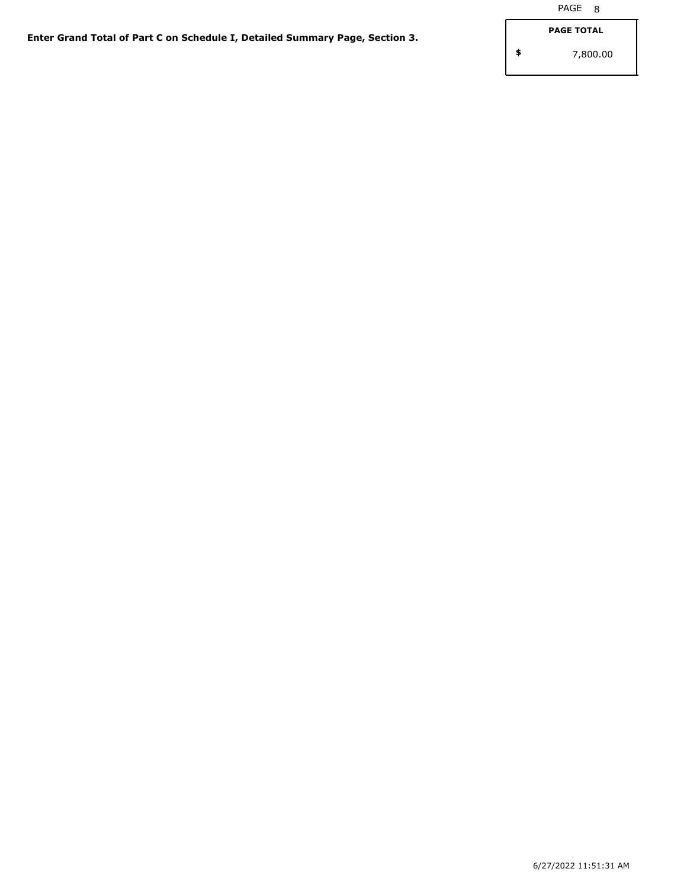**Enter Grand Total of Part C on Schedule I, Detailed Summary Page, Section 3.**

| PAGE TOTAL |
| --- |
| $ 7,800.00 |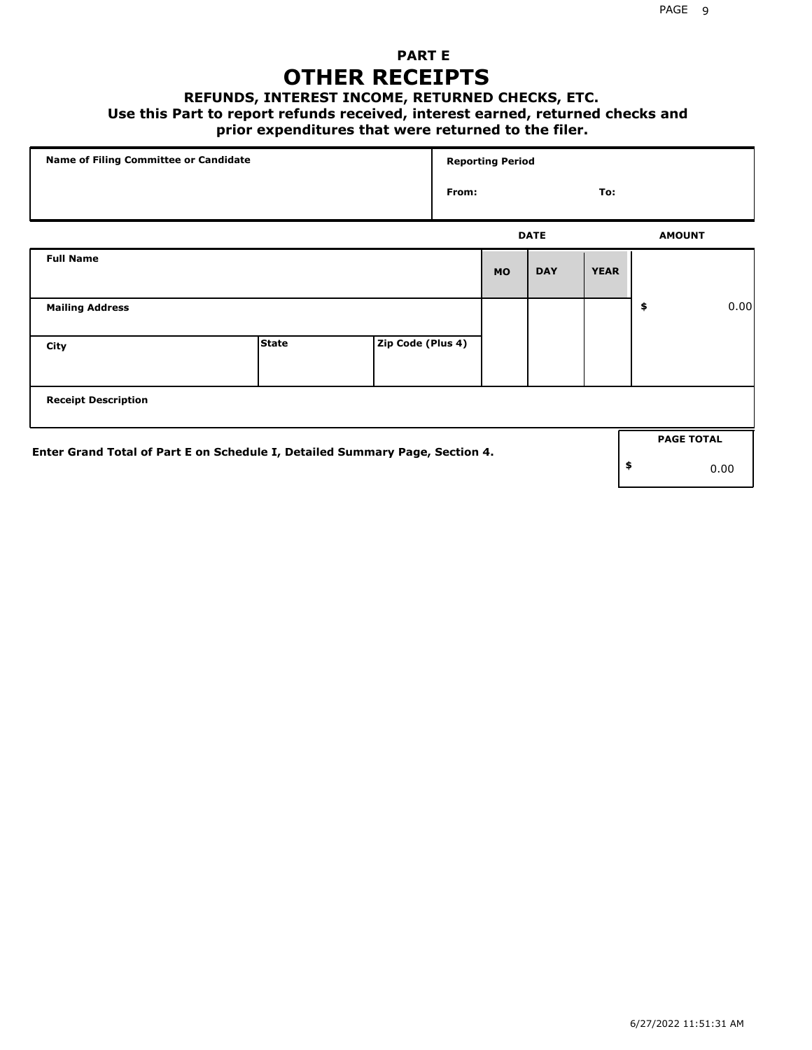## PART E

# OTHER RECEIPTS

### REFUNDS, INTEREST INCOME, RETURNED CHECKS, ETC.

**Use this Part to report refunds received, interest earned, returned checks and prior expenditures that were returned to the filer.**

| Name of Filing Committee or Candidate | Reporting Period |
|---|---|
| | From: To: |

| Full Name | | | DATE MO | DAY | YEAR | AMOUNT |
|---|---|---|---|---|---|---|
| Mailing Address | | | | | | $ 0.00 |
| City | State | Zip Code (Plus 4) | | | | |
| Receipt Description | | | | | | |

**Enter Grand Total of Part E on Schedule I, Detailed Summary Page, Section 4.**

| PAGE TOTAL |
|---|
| $ 0.00 |

6/27/2022 11:51:31 AM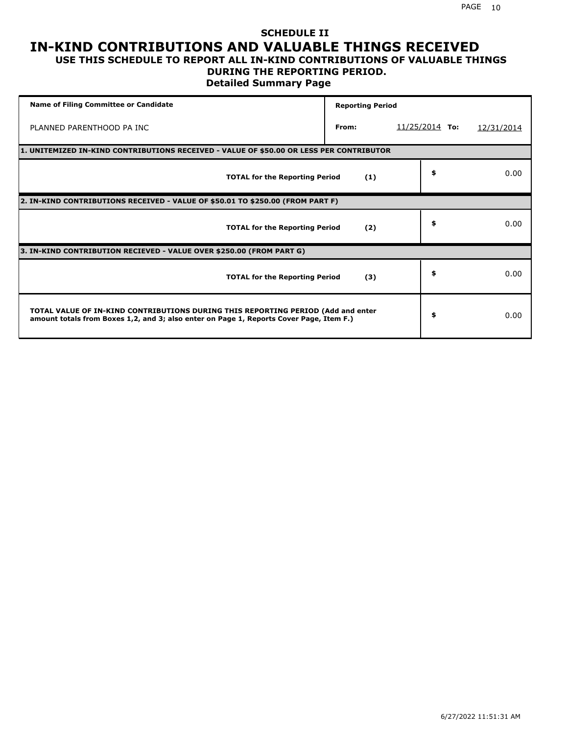# SCHEDULE II

# IN-KIND CONTRIBUTIONS AND VALUABLE THINGS RECEIVED

## USE THIS SCHEDULE TO REPORT ALL IN-KIND CONTRIBUTIONS OF VALUABLE THINGS DURING THE REPORTING PERIOD.

### Detailed Summary Page

| Name of Filing Committee or Candidate | Reporting Period | | | |
|---|---|---|---|---|
| PLANNED PARENTHOOD PA INC | From: | 11/25/2014 | To: | 12/31/2014 |

| | | |
|---|---|---|
| **1. UNITEMIZED IN-KIND CONTRIBUTIONS RECEIVED - VALUE OF $50.00 OR LESS PER CONTRIBUTOR** | | |
| **TOTAL for the Reporting Period** | **(1)** | $ 0.00 |
| **2. IN-KIND CONTRIBUTIONS RECEIVED - VALUE OF $50.01 TO $250.00 (FROM PART F)** | | |
| **TOTAL for the Reporting Period** | **(2)** | $ 0.00 |
| **3. IN-KIND CONTRIBUTION RECIEVED - VALUE OVER $250.00 (FROM PART G)** | | |
| **TOTAL for the Reporting Period** | **(3)** | $ 0.00 |
| **TOTAL VALUE OF IN-KIND CONTRIBUTIONS DURING THIS REPORTING PERIOD (Add and enter amount totals from Boxes 1,2, and 3; also enter on Page 1, Reports Cover Page, Item F.)** | | $ 0.00 |

6/27/2022 11:51:31 AM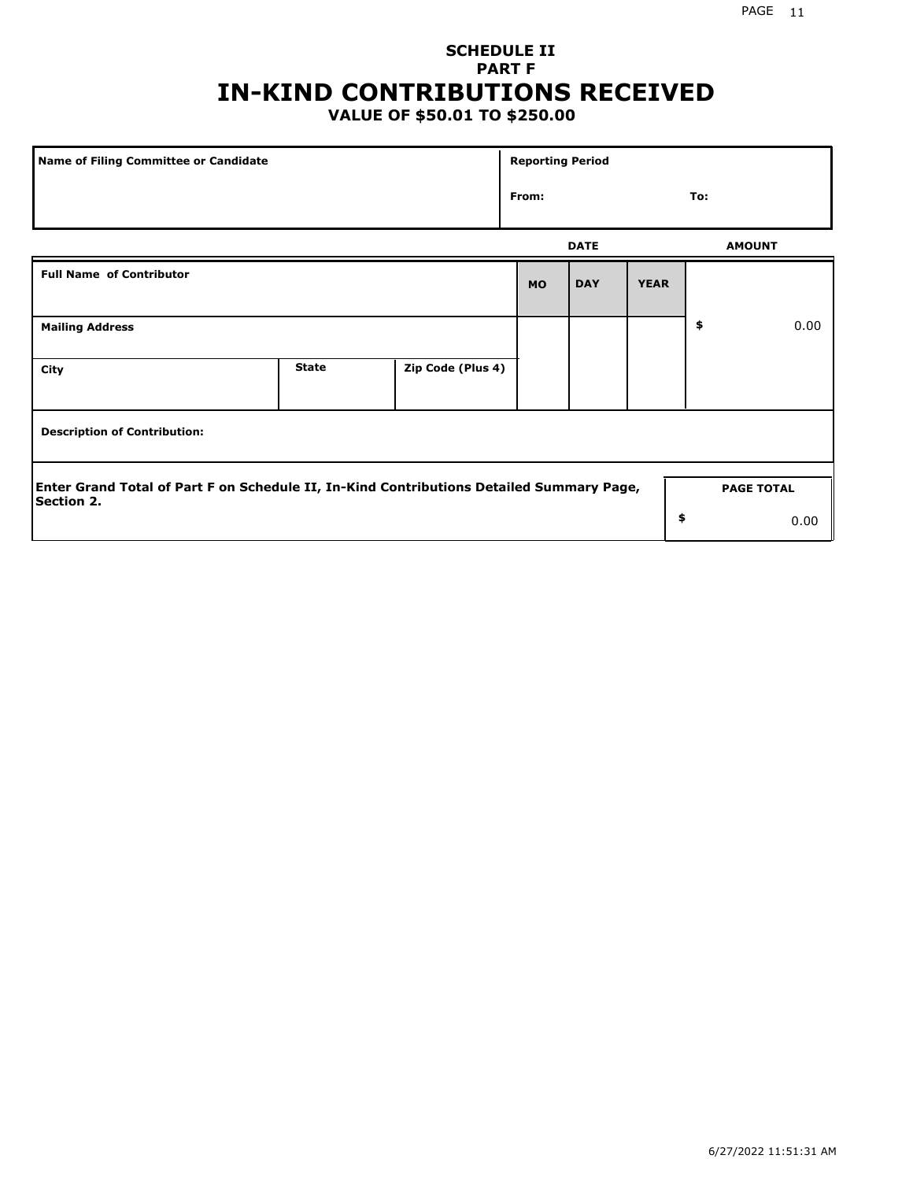**SCHEDULE II**
**PART F**

# IN-KIND CONTRIBUTIONS RECEIVED

**VALUE OF $50.01 TO $250.00**

| Name of Filing Committee or Candidate | Reporting Period | |
|---|---|---|
| | From: | To: |

| Full Name of Contributor | | | DATE | | | AMOUNT |
|---|---|---|---|---|---|---|
| | | | MO | DAY | YEAR | |
| Mailing Address | | | | | | $ 0.00 |
| City | State | Zip Code (Plus 4) | | | | |
| Description of Contribution: | | | | | | |

| Enter Grand Total of Part F on Schedule II, In-Kind Contributions Detailed Summary Page, Section 2. | PAGE TOTAL |
|---|---|
| | $ 0.00 |

6/27/2022 11:51:31 AM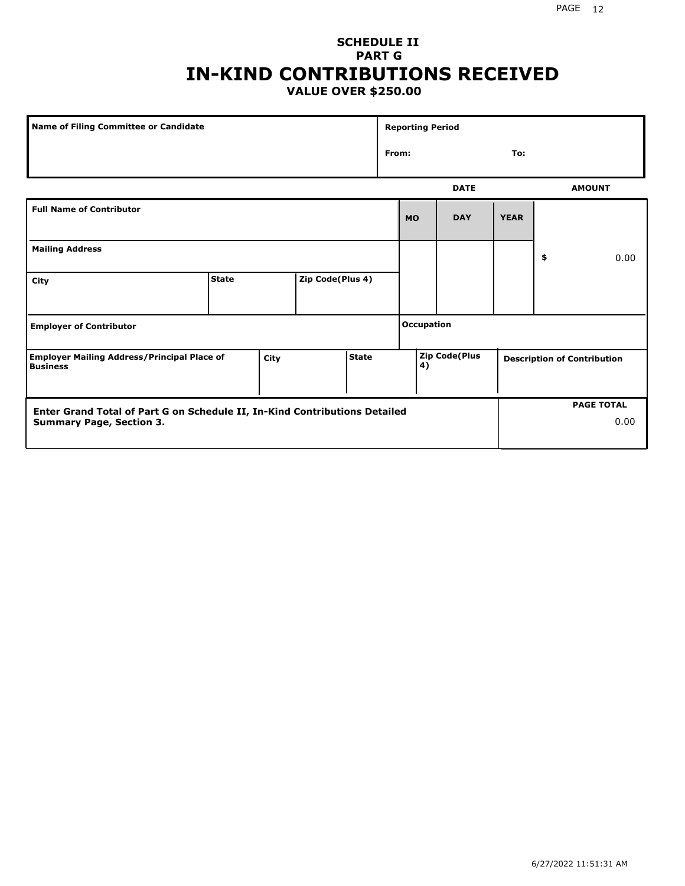**SCHEDULE II**
**PART G**

# IN-KIND CONTRIBUTIONS RECEIVED

**VALUE OVER $250.00**

| Name of Filing Committee or Candidate | Reporting Period |
| --- | --- |
| | From: To: |

| Full Name of Contributor | | | DATE MO | DAY | YEAR | AMOUNT |
| --- | --- | --- | --- | --- | --- | --- |
| Mailing Address | | | | | | $ 0.00 |
| City | State | Zip Code(Plus 4) | | | | |
| Employer of Contributor | | | Occupation | | | |
| Employer Mailing Address/Principal Place of Business | City | State | Zip Code(Plus 4) | | Description of Contribution | |

| Enter Grand Total of Part G on Schedule II, In-Kind Contributions Detailed Summary Page, Section 3. | PAGE TOTAL 0.00 |
| --- | --- |

6/27/2022 11:51:31 AM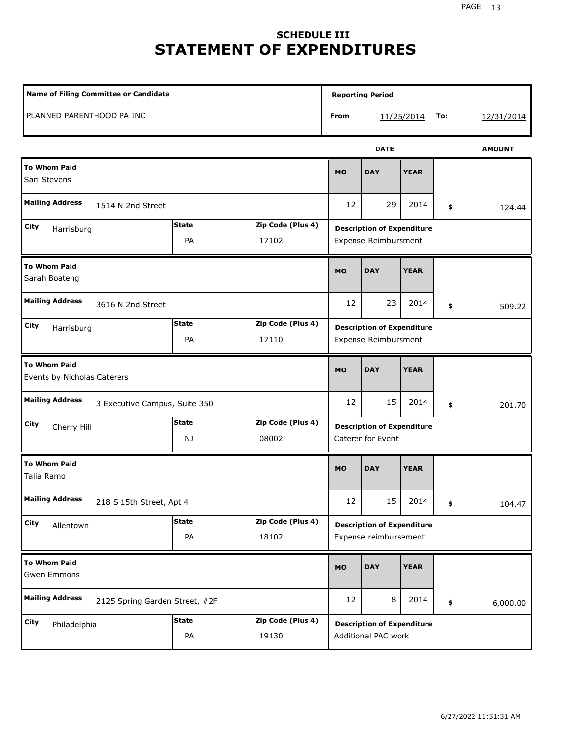# SCHEDULE III
# STATEMENT OF EXPENDITURES

| Name of Filing Committee or Candidate | Reporting Period | | | |
|---|---|---|---|---|
| PLANNED PARENTHOOD PA INC | From | 11/25/2014 | To: | 12/31/2014 |

| To Whom Paid | Mailing Address | City | State | Zip Code (Plus 4) | MO | DAY | YEAR | AMOUNT | Description of Expenditure |
|---|---|---|---|---|---|---|---|---|---|
| Sari Stevens | 1514 N 2nd Street | Harrisburg | PA | 17102 | 12 | 29 | 2014 | $ 124.44 | Expense Reimbursment |
| Sarah Boateng | 3616 N 2nd Street | Harrisburg | PA | 17110 | 12 | 23 | 2014 | $ 509.22 | Expense Reimbursment |
| Events by Nicholas Caterers | 3 Executive Campus, Suite 350 | Cherry Hill | NJ | 08002 | 12 | 15 | 2014 | $ 201.70 | Caterer for Event |
| Talia Ramo | 218 S 15th Street, Apt 4 | Allentown | PA | 18102 | 12 | 15 | 2014 | $ 104.47 | Expense reimbursement |
| Gwen Emmons | 2125 Spring Garden Street, #2F | Philadelphia | PA | 19130 | 12 | 8 | 2014 | $ 6,000.00 | Additional PAC work |

6/27/2022 11:51:31 AM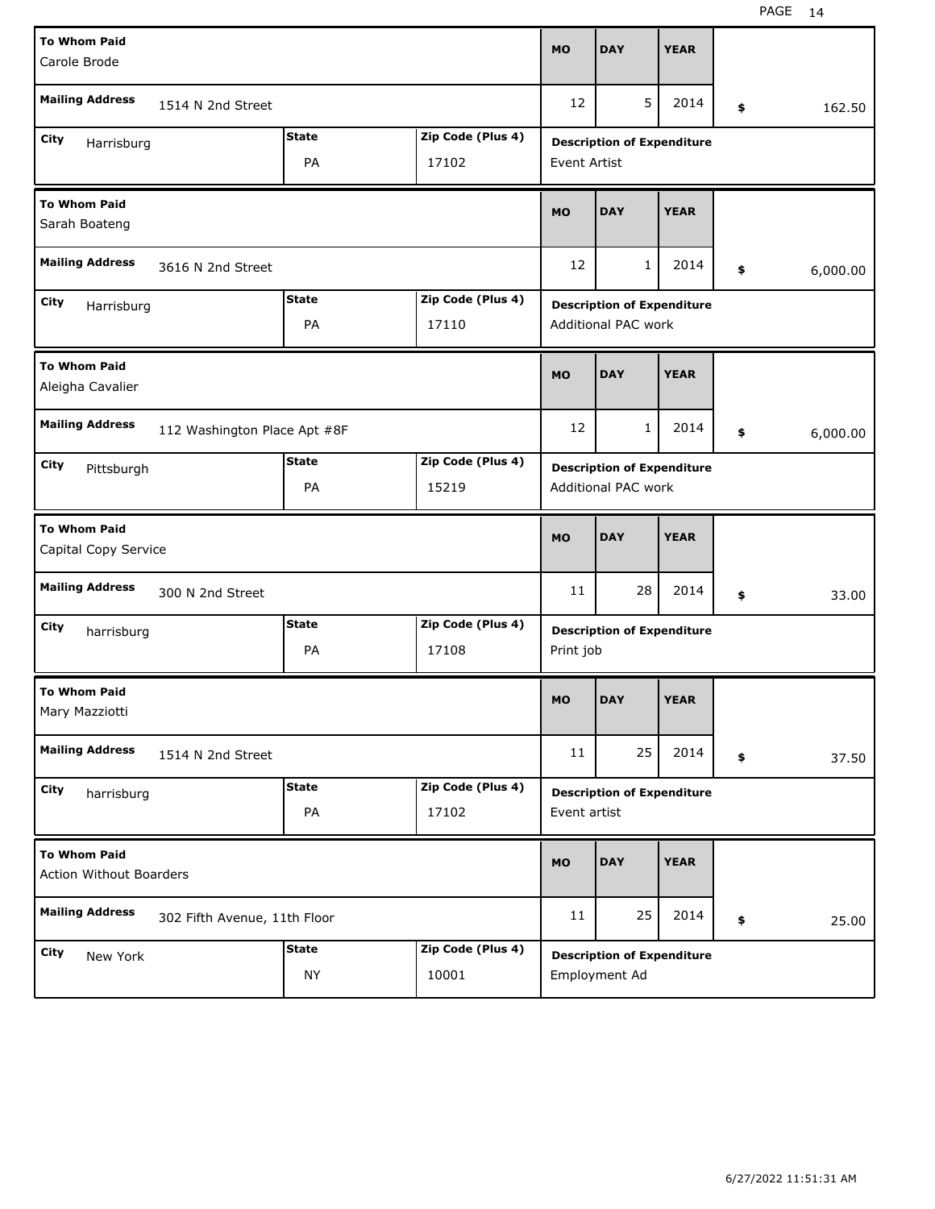| To Whom Paid | Mailing Address | City | State | Zip Code (Plus 4) | MO | DAY | YEAR | Amount | Description of Expenditure |
|---|---|---|---|---|---|---|---|---|---|
| Carole Brode | 1514 N 2nd Street | Harrisburg | PA | 17102 | 12 | 5 | 2014 | $ 162.50 | Event Artist |
| Sarah Boateng | 3616 N 2nd Street | Harrisburg | PA | 17110 | 12 | 1 | 2014 | $ 6,000.00 | Additional PAC work |
| Aleigha Cavalier | 112 Washington Place Apt #8F | Pittsburgh | PA | 15219 | 12 | 1 | 2014 | $ 6,000.00 | Additional PAC work |
| Capital Copy Service | 300 N 2nd Street | harrisburg | PA | 17108 | 11 | 28 | 2014 | $ 33.00 | Print job |
| Mary Mazziotti | 1514 N 2nd Street | harrisburg | PA | 17102 | 11 | 25 | 2014 | $ 37.50 | Event artist |
| Action Without Boarders | 302 Fifth Avenue, 11th Floor | New York | NY | 10001 | 11 | 25 | 2014 | $ 25.00 | Employment Ad |

6/27/2022 11:51:31 AM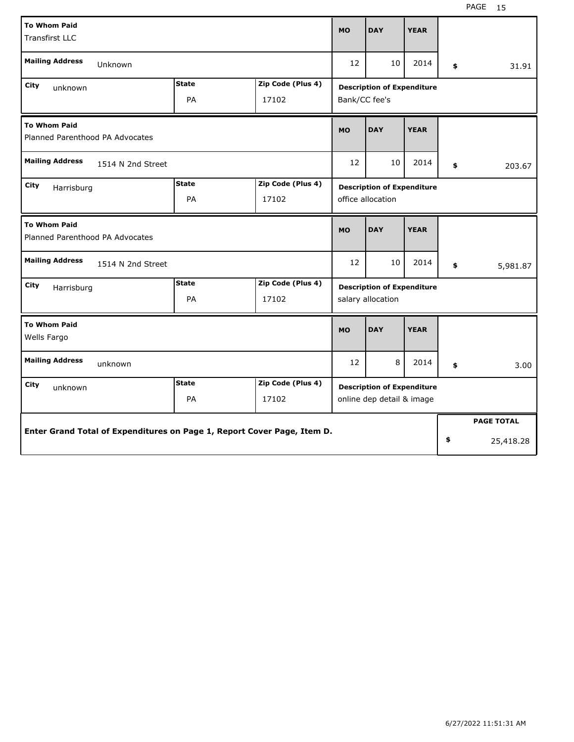| To Whom Paid | | | MO | DAY | YEAR | |
|---|---|---|---|---|---|---|
| Transfirst LLC | | | | | | |
| Mailing Address: Unknown | | | 12 | 10 | 2014 | $ 31.91 |
| City: unknown | State: PA | Zip Code (Plus 4): 17102 | Description of Expenditure: Bank/CC fee's | | | |

| To Whom Paid | | | MO | DAY | YEAR | |
|---|---|---|---|---|---|---|
| Planned Parenthood PA Advocates | | | | | | |
| Mailing Address: 1514 N 2nd Street | | | 12 | 10 | 2014 | $ 203.67 |
| City: Harrisburg | State: PA | Zip Code (Plus 4): 17102 | Description of Expenditure: office allocation | | | |

| To Whom Paid | | | MO | DAY | YEAR | |
|---|---|---|---|---|---|---|
| Planned Parenthood PA Advocates | | | | | | |
| Mailing Address: 1514 N 2nd Street | | | 12 | 10 | 2014 | $ 5,981.87 |
| City: Harrisburg | State: PA | Zip Code (Plus 4): 17102 | Description of Expenditure: salary allocation | | | |

| To Whom Paid | | | MO | DAY | YEAR | |
|---|---|---|---|---|---|---|
| Wells Fargo | | | | | | |
| Mailing Address: unknown | | | 12 | 8 | 2014 | $ 3.00 |
| City: unknown | State: PA | Zip Code (Plus 4): 17102 | Description of Expenditure: online dep detail & image | | | |

| Enter Grand Total of Expenditures on Page 1, Report Cover Page, Item D. | PAGE TOTAL |
|---|---|
| | $ 25,418.28 |

6/27/2022 11:51:31 AM